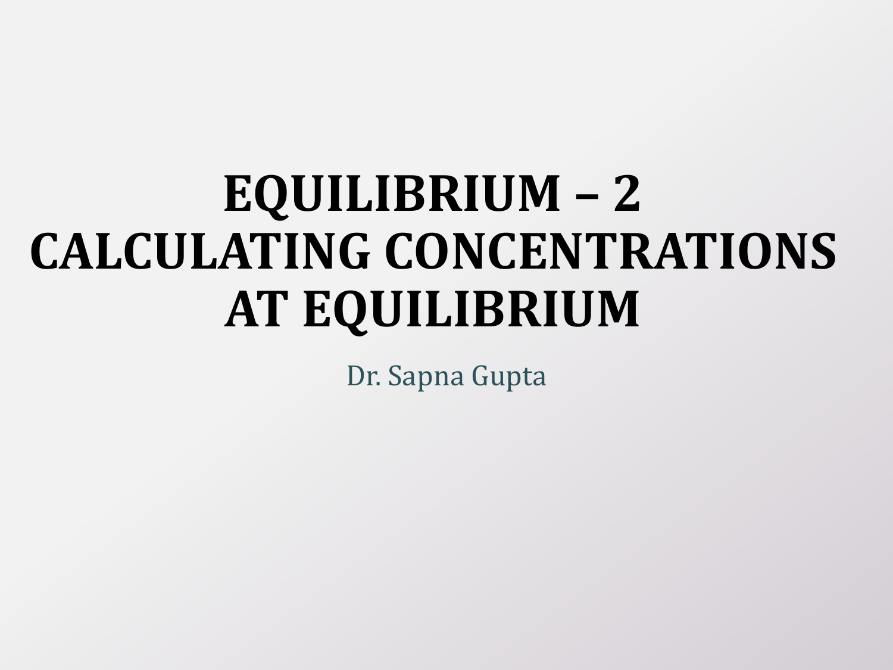# EQUILIBRIUM – 2
# CALCULATING CONCENTRATIONS AT EQUILIBRIUM

Dr. Sapna Gupta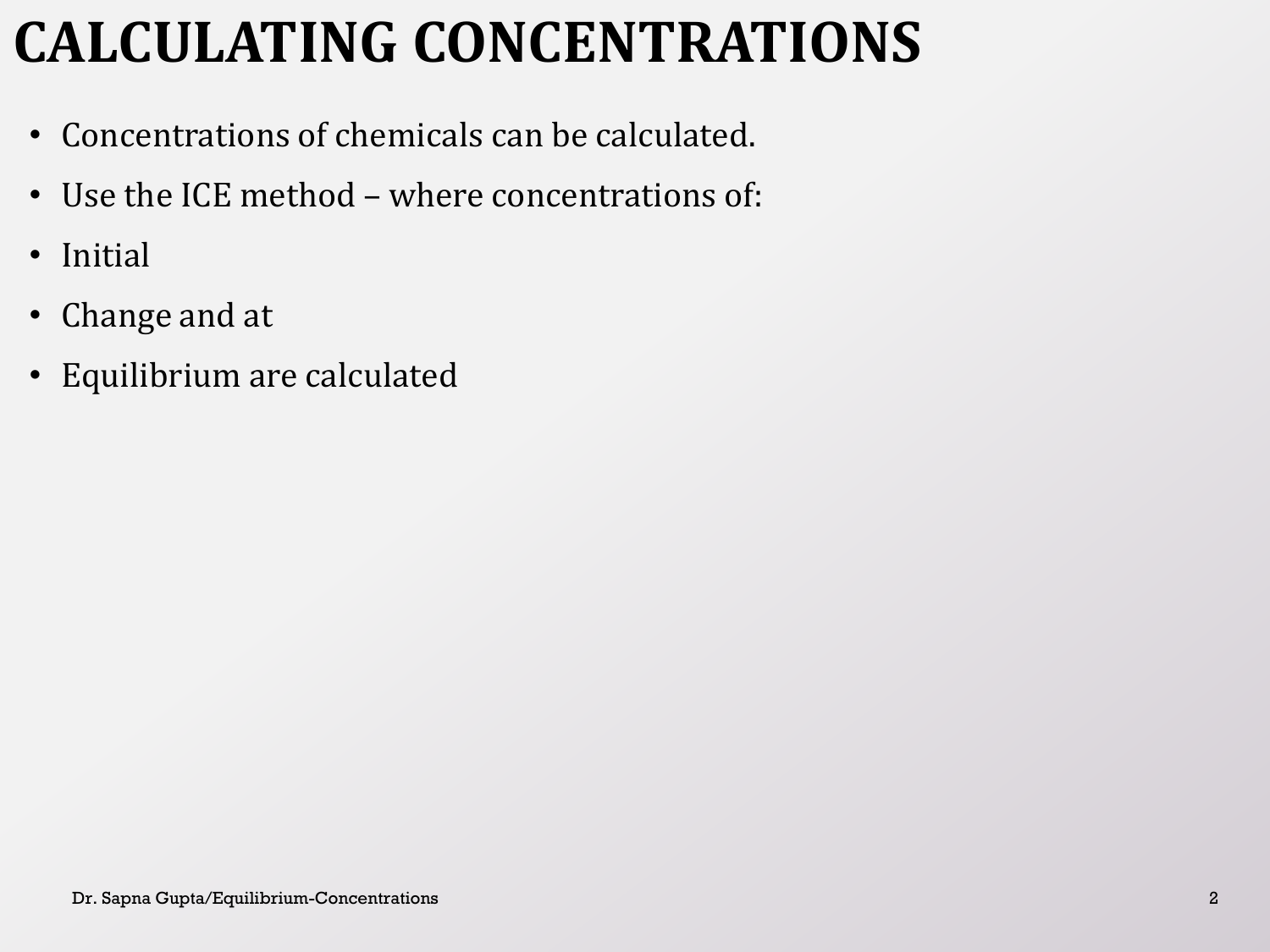# CALCULATING CONCENTRATIONS

- Concentrations of chemicals can be calculated.
- Use the ICE method – where concentrations of:
- Initial
- Change and at
- Equilibrium are calculated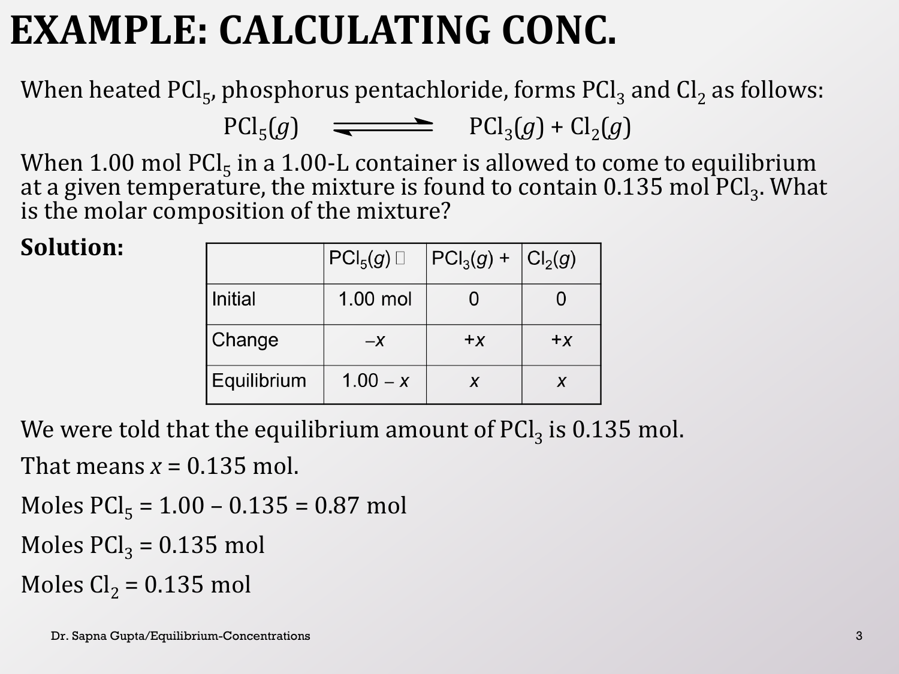# EXAMPLE: CALCULATING CONC.

When heated $PCl_5$, phosphorus pentachloride, forms $PCl_3$ and $Cl_2$ as follows:

$$PCl_5(g) \rightleftharpoons PCl_3(g) + Cl_2(g)$$

When 1.00 mol $PCl_5$ in a 1.00-L container is allowed to come to equilibrium at a given temperature, the mixture is found to contain 0.135 mol $PCl_3$. What is the molar composition of the mixture?

**Solution:**

| | $PCl_5(g)$ | $PCl_3(g)$ + | $Cl_2(g)$ |
|---|---|---|---|
| Initial | 1.00 mol | 0 | 0 |
| Change | $-x$ | $+x$ | $+x$ |
| Equilibrium | $1.00 - x$ | $x$ | $x$ |

We were told that the equilibrium amount of $PCl_3$ is 0.135 mol.

That means $x$ = 0.135 mol.

Moles $PCl_5$ = 1.00 – 0.135 = 0.87 mol

Moles $PCl_3$ = 0.135 mol

Moles $Cl_2$ = 0.135 mol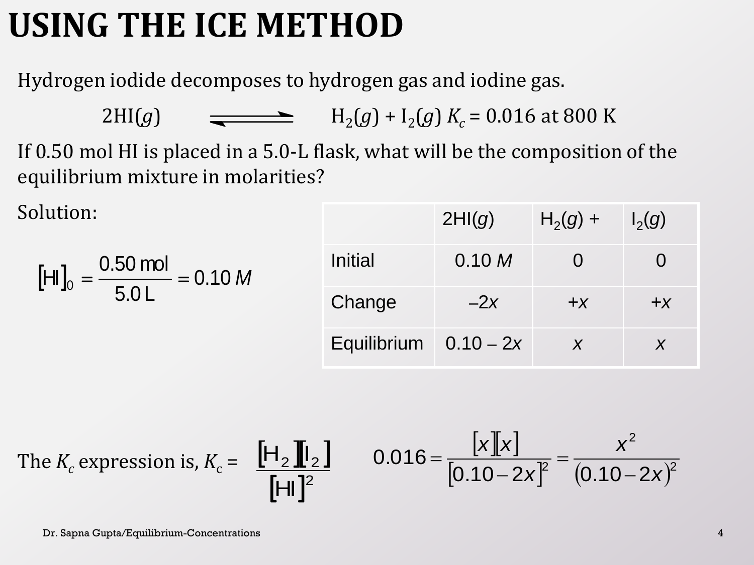# USING THE ICE METHOD

Hydrogen iodide decomposes to hydrogen gas and iodine gas.

$$2HI(g) \rightleftharpoons H_2(g) + I_2(g) \quad K_c = 0.016 \text{ at } 800 \text{ K}$$

If 0.50 mol HI is placed in a 5.0-L flask, what will be the composition of the equilibrium mixture in molarities?

Solution:

$$[HI]_0 = \frac{0.50 \text{ mol}}{5.0 \text{ L}} = 0.10\ M$$

| | $2HI(g)$ | $H_2(g)$ + | $I_2(g)$ |
|---|---|---|---|
| Initial | 0.10 $M$ | 0 | 0 |
| Change | $-2x$ | $+x$ | $+x$ |
| Equilibrium | $0.10 - 2x$ | $x$ | $x$ |

The $K_c$ expression is, $K_c = \dfrac{[H_2][I_2]}{[HI]^2}$

$$0.016 = \frac{[x][x]}{[0.10 - 2x]^2} = \frac{x^2}{(0.10 - 2x)^2}$$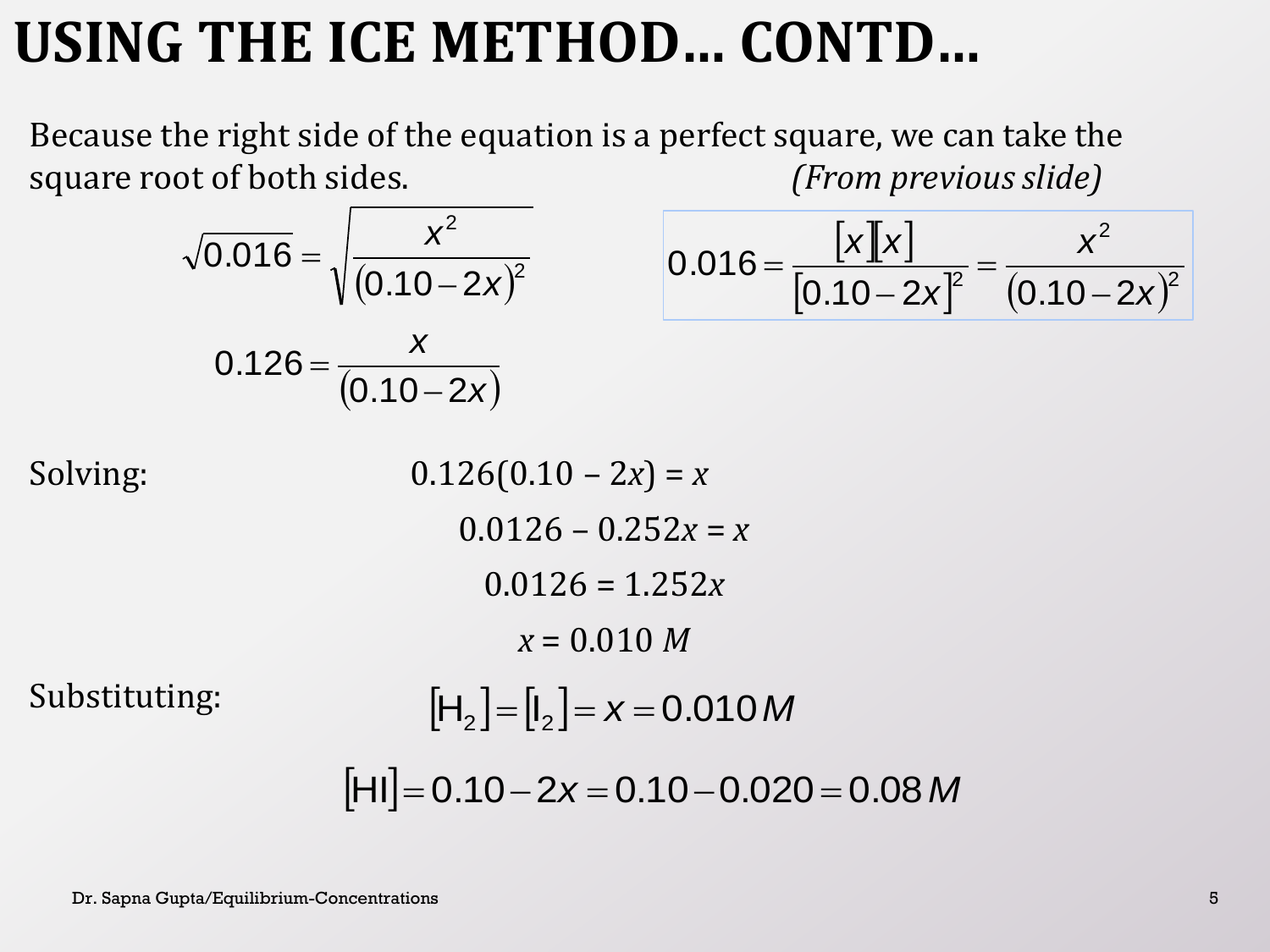# USING THE ICE METHOD… CONTD…

Because the right side of the equation is a perfect square, we can take the square root of both sides. *(From previous slide)*

$$0.016 = \frac{[x][x]}{[0.10 - 2x]^2} = \frac{x^2}{(0.10 - 2x)^2}$$

$$\sqrt{0.016} = \sqrt{\frac{x^2}{(0.10 - 2x)^2}}$$

$$0.126 = \frac{x}{(0.10 - 2x)}$$

Solving:

$$0.126(0.10 - 2x) = x$$

$$0.0126 - 0.252x = x$$

$$0.0126 = 1.252x$$

$$x = 0.010\ M$$

Substituting:

$$[H_2] = [I_2] = x = 0.010\,M$$

$$[HI] = 0.10 - 2x = 0.10 - 0.020 = 0.08\,M$$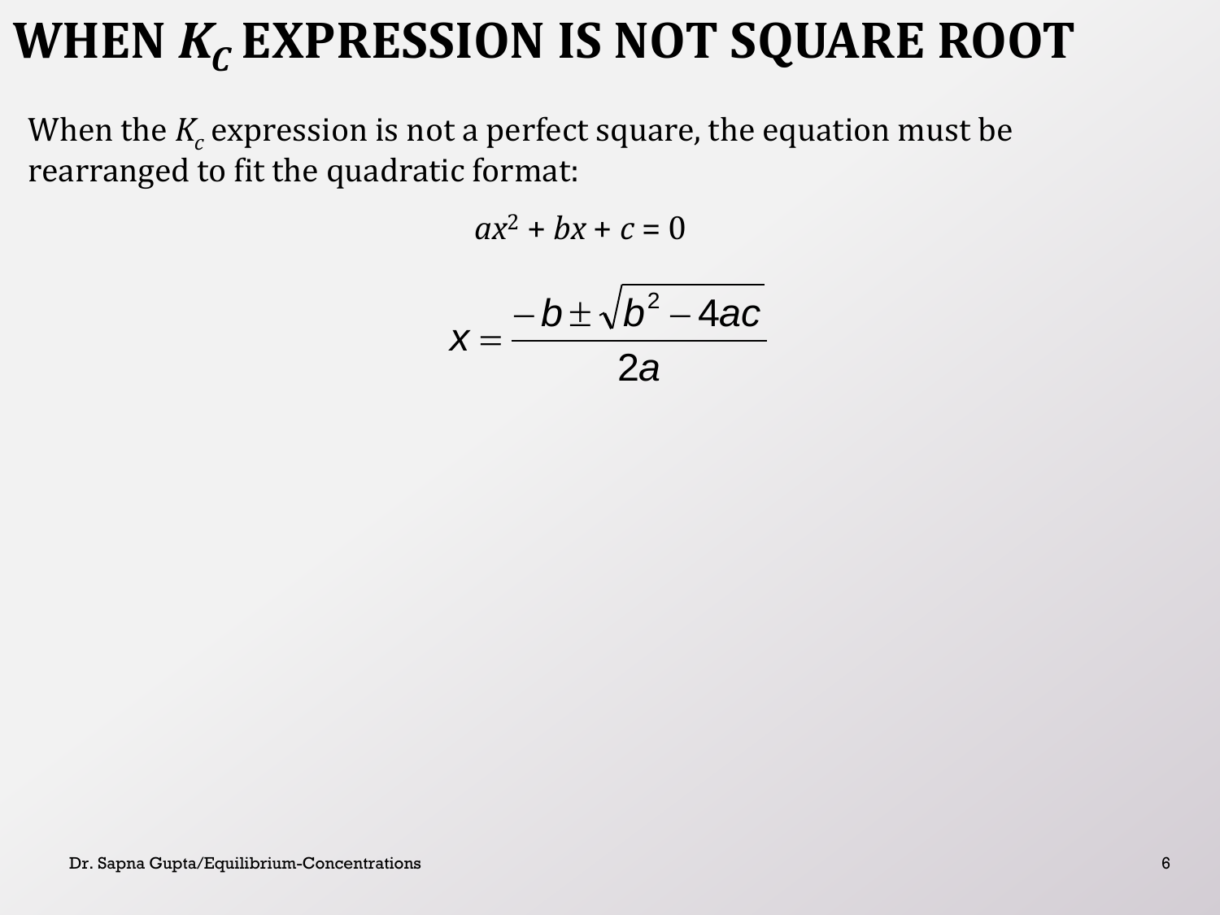# WHEN $K_c$ EXPRESSION IS NOT SQUARE ROOT

When the $K_c$ expression is not a perfect square, the equation must be rearranged to fit the quadratic format:

$$ax^2 + bx + c = 0$$

$$x = \frac{-b \pm \sqrt{b^2 - 4ac}}{2a}$$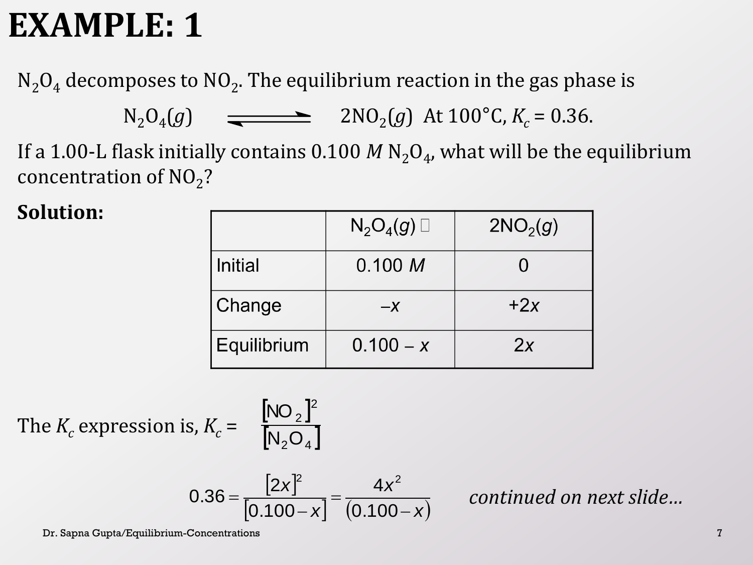# EXAMPLE: 1

$N_2O_4$ decomposes to $NO_2$. The equilibrium reaction in the gas phase is

$$N_2O_4(g) \rightleftharpoons 2NO_2(g) \quad \text{At } 100°\text{C}, K_c = 0.36.$$

If a 1.00-L flask initially contains 0.100 *M* $N_2O_4$, what will be the equilibrium concentration of $NO_2$?

**Solution:**

| | $N_2O_4(g)$ ⇌ | $2NO_2(g)$ |
|---|---|---|
| Initial | 0.100 *M* | 0 |
| Change | $-x$ | $+2x$ |
| Equilibrium | $0.100 - x$ | $2x$ |

The $K_c$ expression is, $K_c = \dfrac{[NO_2]^2}{[N_2O_4]}$

$$0.36 = \frac{[2x]^2}{[0.100 - x]} = \frac{4x^2}{(0.100 - x)}$$

*continued on next slide…*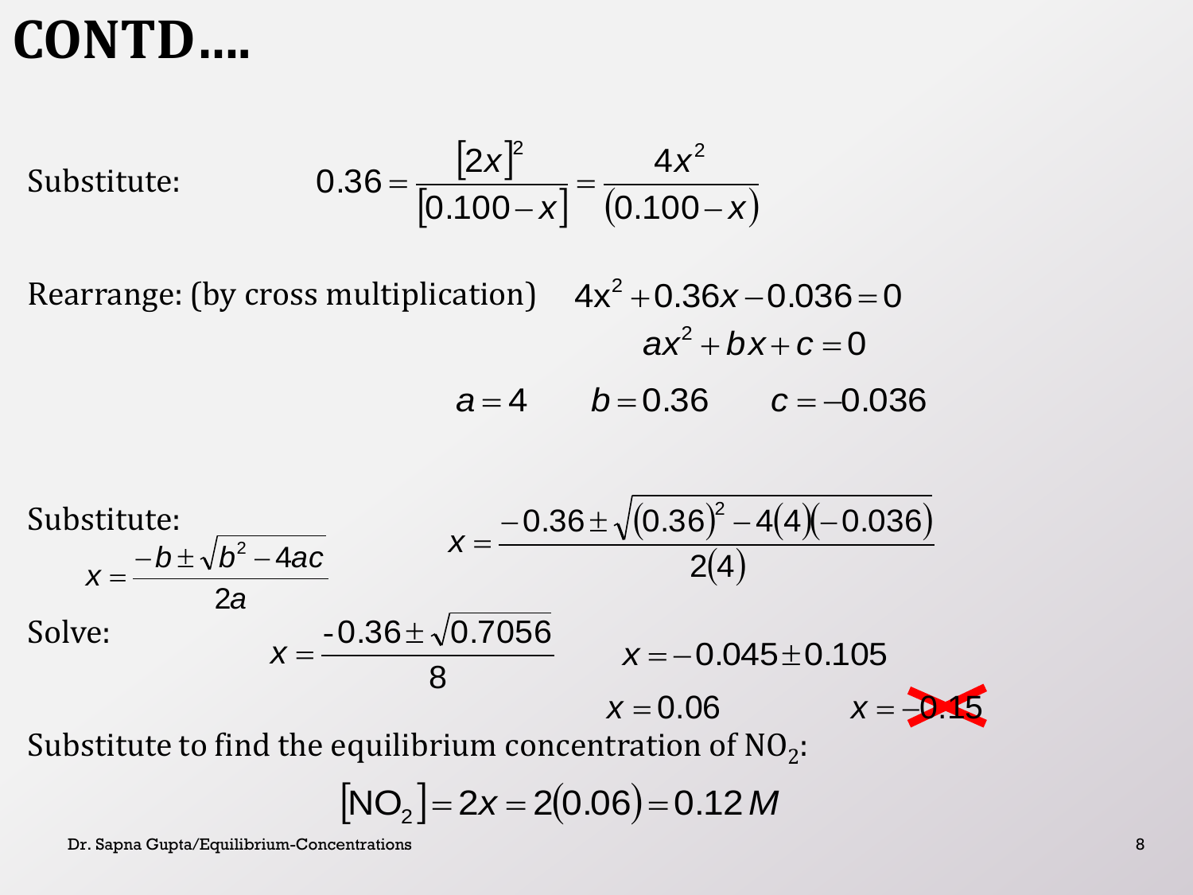# CONTD....

Substitute:

$$0.36 = \frac{[2x]^2}{[0.100 - x]} = \frac{4x^2}{(0.100 - x)}$$

Rearrange: (by cross multiplication)

$$4x^2 + 0.36x - 0.036 = 0$$

$$ax^2 + bx + c = 0$$

$$a = 4 \qquad b = 0.36 \qquad c = -0.036$$

Substitute:

$$x = \frac{-b \pm \sqrt{b^2 - 4ac}}{2a}$$

$$x = \frac{-0.36 \pm \sqrt{(0.36)^2 - 4(4)(-0.036)}}{2(4)}$$

Solve:

$$x = \frac{-0.36 \pm \sqrt{0.7056}}{8} \qquad x = -0.045 \pm 0.105$$

$$x = 0.06 \qquad x = \cancel{-0.15}$$

Substitute to find the equilibrium concentration of $NO_2$:

$$[NO_2] = 2x = 2(0.06) = 0.12\,M$$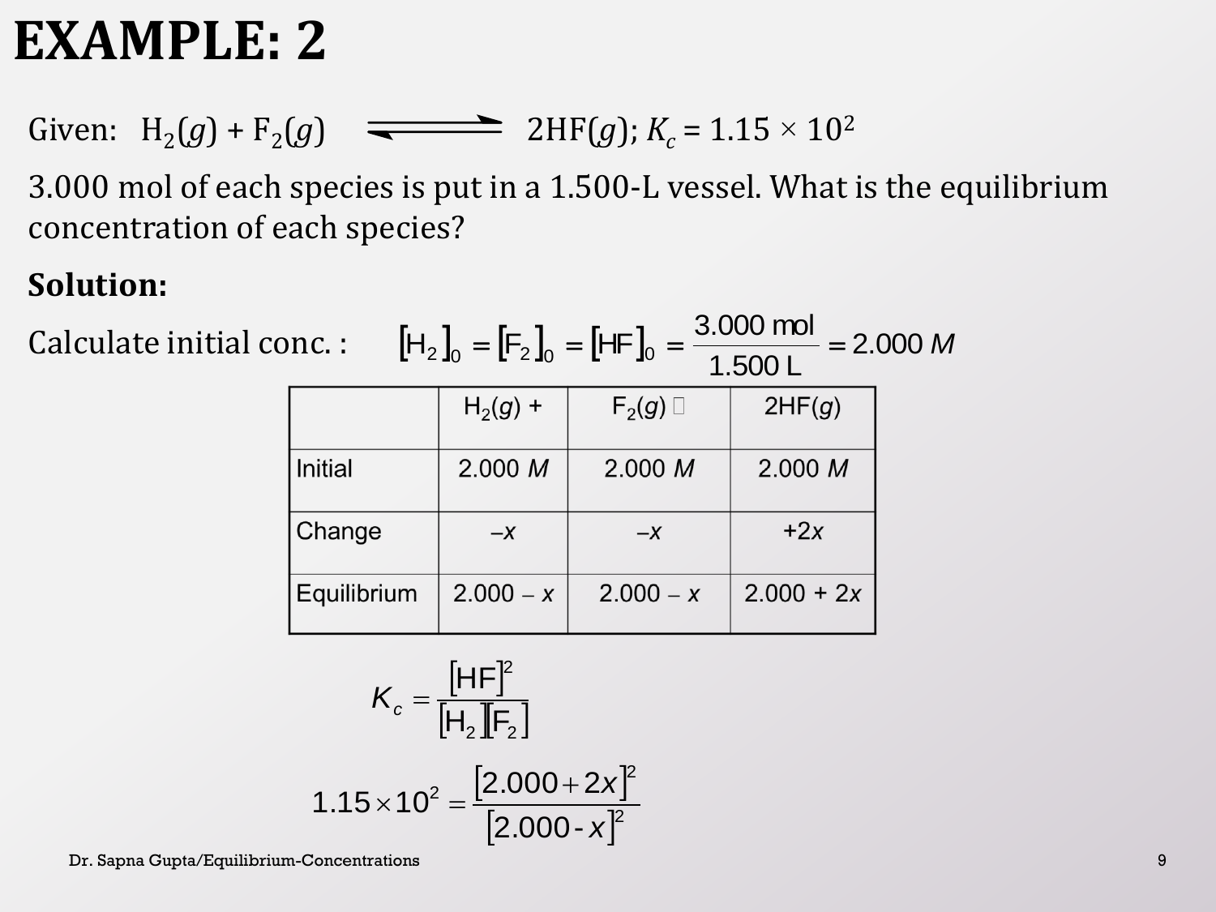# EXAMPLE: 2

Given: $H_2(g) + F_2(g) \rightleftharpoons 2HF(g)$; $K_c = 1.15 \times 10^2$

3.000 mol of each species is put in a 1.500-L vessel. What is the equilibrium concentration of each species?

**Solution:**

Calculate initial conc. : $[H_2]_0 = [F_2]_0 = [HF]_0 = \dfrac{3.000 \text{ mol}}{1.500 \text{ L}} = 2.000\ M$

| | $H_2(g)$ + | $F_2(g)$ ⇌ | $2HF(g)$ |
|---|---|---|---|
| Initial | 2.000 $M$ | 2.000 $M$ | 2.000 $M$ |
| Change | $-x$ | $-x$ | $+2x$ |
| Equilibrium | $2.000 - x$ | $2.000 - x$ | $2.000 + 2x$ |

$$K_c = \frac{[HF]^2}{[H_2][F_2]}$$

$$1.15 \times 10^2 = \frac{[2.000 + 2x]^2}{[2.000 - x]^2}$$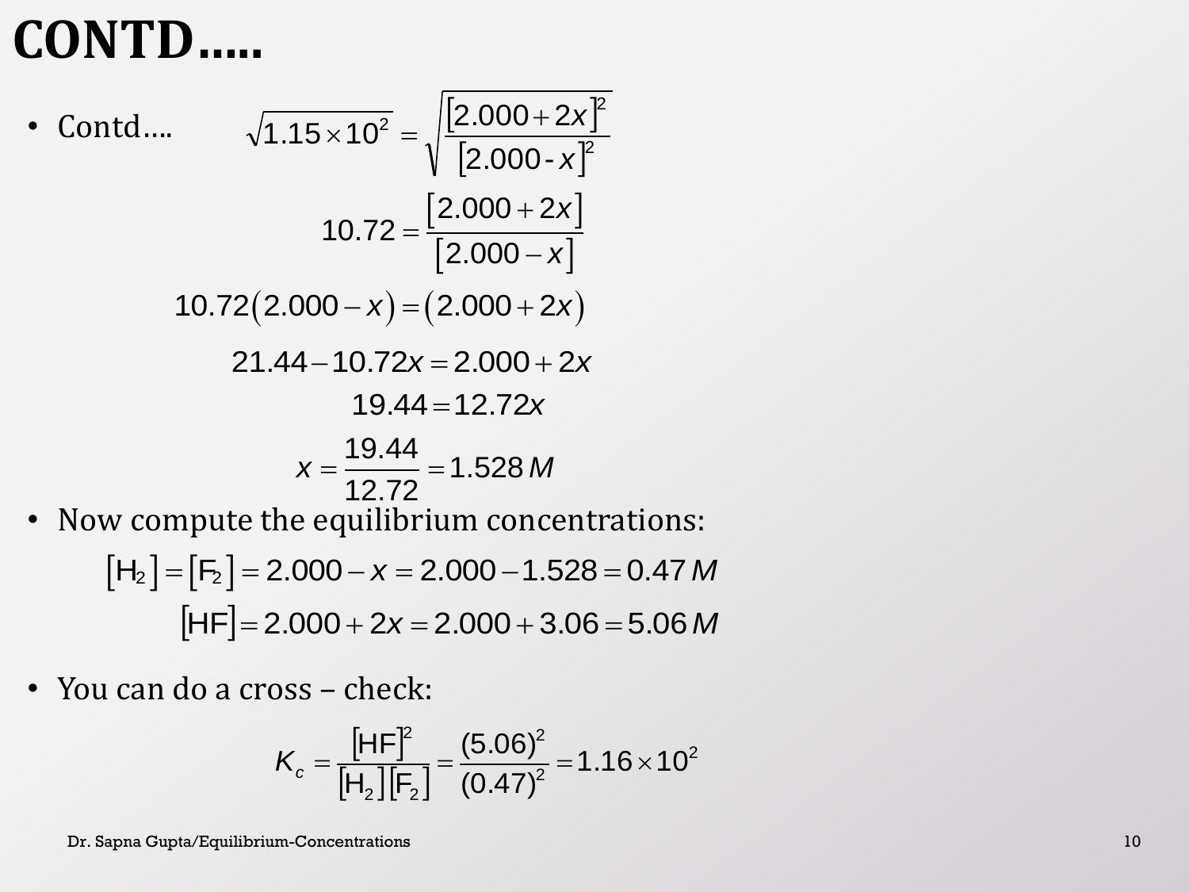# CONTD.....

- Contd....

$$\sqrt{1.15 \times 10^2} = \sqrt{\frac{[2.000 + 2x]^2}{[2.000 - x]^2}}$$

$$10.72 = \frac{[2.000 + 2x]}{[2.000 - x]}$$

$$10.72(2.000 - x) = (2.000 + 2x)$$

$$21.44 - 10.72x = 2.000 + 2x$$

$$19.44 = 12.72x$$

$$x = \frac{19.44}{12.72} = 1.528\,M$$

- Now compute the equilibrium concentrations:

$$[H_2] = [F_2] = 2.000 - x = 2.000 - 1.528 = 0.47\,M$$

$$[HF] = 2.000 + 2x = 2.000 + 3.06 = 5.06\,M$$

- You can do a cross – check:

$$K_c = \frac{[HF]^2}{[H_2][F_2]} = \frac{(5.06)^2}{(0.47)^2} = 1.16 \times 10^2$$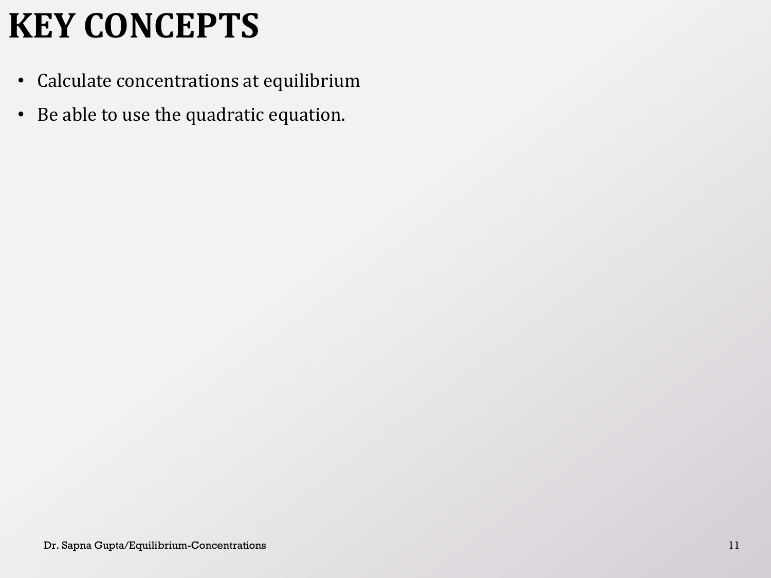# KEY CONCEPTS

- Calculate concentrations at equilibrium
- Be able to use the quadratic equation.